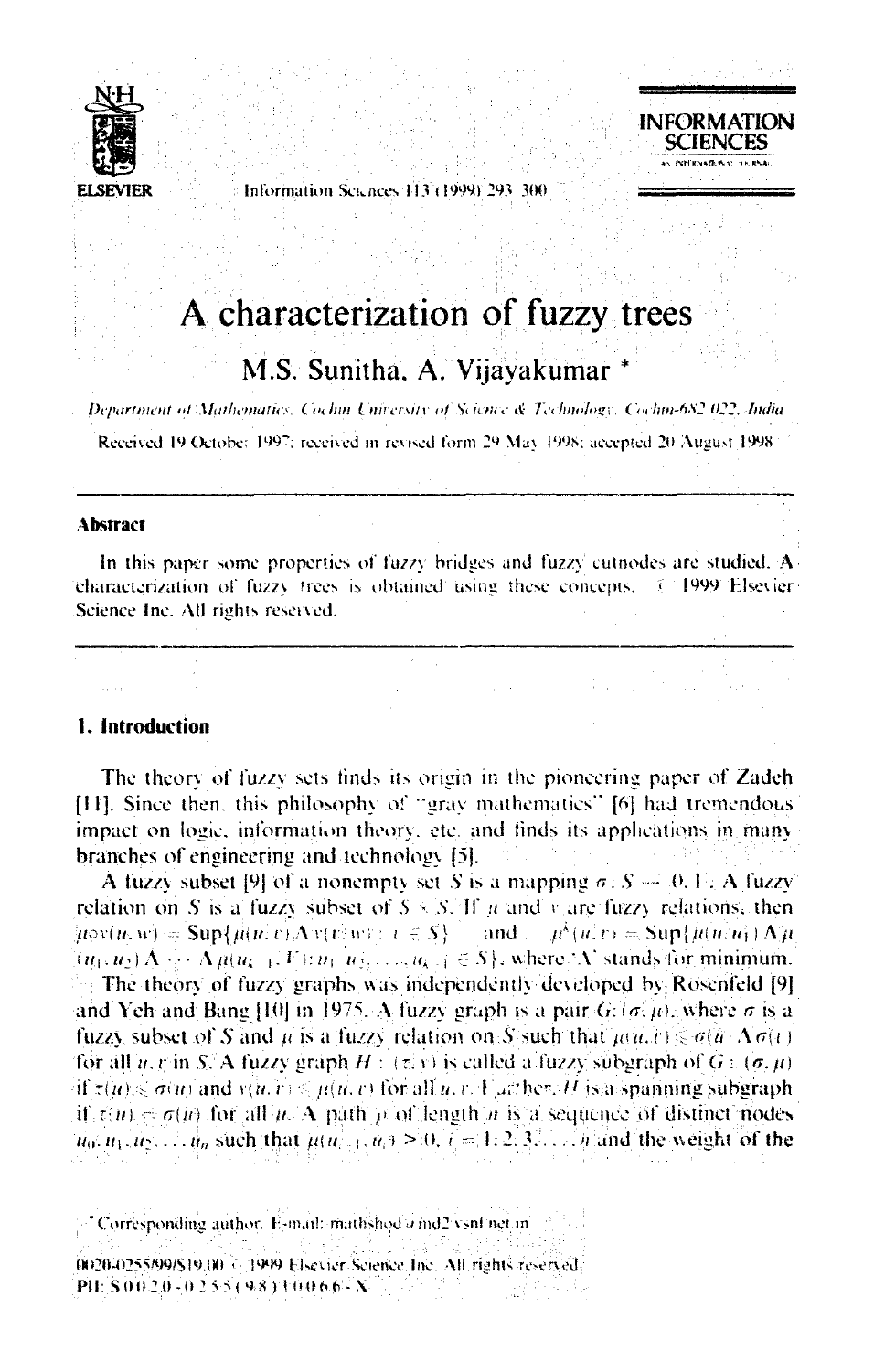#### A characterization of fuzzy trees

M.S. Sunitha, A. Vijayakumar *

*Department of Mathematics, Cochin University of Science & Technology, Cochin-682 022, India*

Received 19 October 1997; received in revised form 29 May 1998; accepted 20 August 1998

---

**Abstract**

In this paper some properties of fuzzy bridges and fuzzy cutnodes are studied. A characterization of fuzzy trees is obtained using these concepts. © 1999 Elsevier Science Inc. All rights reserved.

---

## 1. Introduction

The theory of fuzzy sets finds its origin in the pioneering paper of Zadeh [11]. Since then, this philosophy of "gray mathematics" [6] had tremendous impact on logic, information theory, etc. and finds its applications in many branches of engineering and technology [5].

A fuzzy subset [9] of a nonempty set $S$ is a mapping $\sigma : S \to [0, 1]$. A fuzzy relation on $S$ is a fuzzy subset of $S \times S$. If $\mu$ and $\nu$ are fuzzy relations, then $\mu \circ \nu(u, w) = \text{Sup}\{\mu(u, v) \wedge \nu(v, w) : v \in S\}$ and $\mu^k(u, v) = \text{Sup}\{\mu(u, u_1) \wedge \mu(u_1, u_2) \wedge \cdots \wedge \mu(u_{k-1}, v) : u_1, u_2, \ldots, u_{k-1} \in S\}$, where '$\wedge$' stands for minimum.

The theory of fuzzy graphs was independently developed by Rosenfeld [9] and Yeh and Bang [10] in 1975. A fuzzy graph is a pair $G : (\sigma, \mu)$, where $\sigma$ is a fuzzy subset of $S$ and $\mu$ is a fuzzy relation on $S$ such that $\mu(u, v) \leqslant \sigma(u) \wedge \sigma(v)$ for all $u, v$ in $S$. A fuzzy graph $H : (\tau, \nu)$ is called a fuzzy subgraph of $G : (\sigma, \mu)$ if $\tau(u) \leqslant \sigma(u)$ and $\nu(u, v) \leqslant \mu(u, v)$ for all $u, v$. Further, $H$ is a spanning subgraph if $\tau(u) = \sigma(u)$ for all $u$. A path $p$ of length $n$ is a sequence of distinct nodes $u_0, u_1, u_2, \ldots, u_n$ such that $\mu(u_{i-1}, u_i) > 0$, $i = 1, 2, 3, \ldots, n$ and the weight of the

---

* Corresponding author. E-mail: mathshod@md2.vsnl.net.in

0020-0255/99/$19.00 © 1999 Elsevier Science Inc. All rights reserved.
PII: S0020-0255(98)10066-X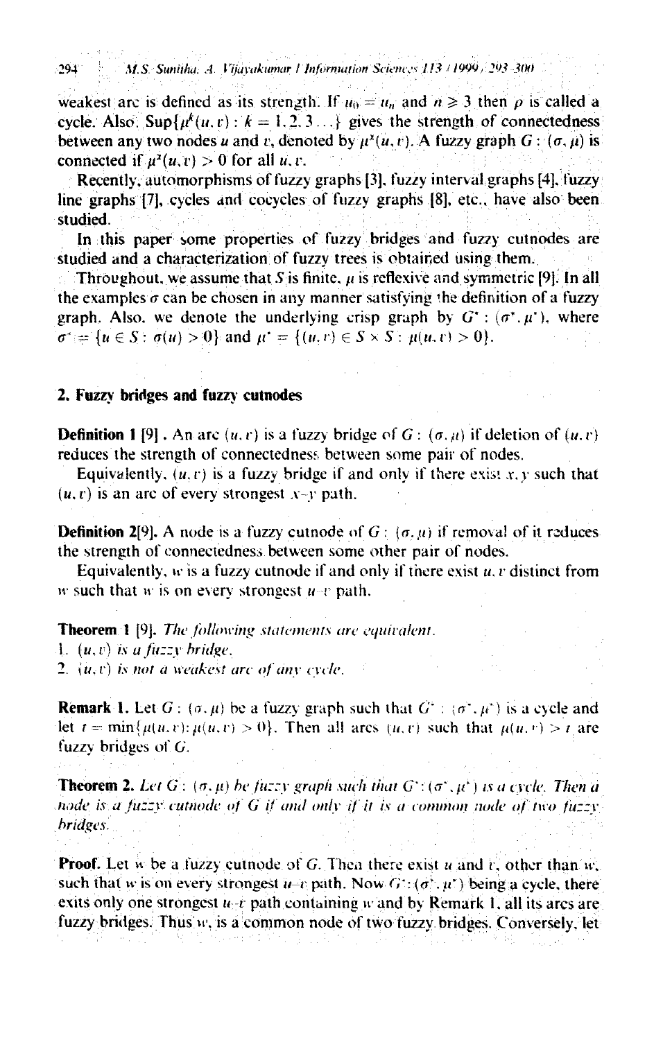weakest arc is defined as its strength. If $u_0 = u_n$ and $n \geqslant 3$ then $p$ is called a cycle. Also, $\operatorname{Sup}\{\mu^k(u,v) : k = 1,2,3\ldots\}$ gives the strength of connectedness between any two nodes $u$ and $v$, denoted by $\mu^\infty(u,v)$. A fuzzy graph $G : (\sigma, \mu)$ is connected if $\mu^\infty(u,v) > 0$ for all $u, v$.

Recently, automorphisms of fuzzy graphs [3], fuzzy interval graphs [4], fuzzy line graphs [7], cycles and cocycles of fuzzy graphs [8], etc., have also been studied.

In this paper some properties of fuzzy bridges and fuzzy cutnodes are studied and a characterization of fuzzy trees is obtained using them.

Throughout, we assume that $S$ is finite, $\mu$ is reflexive and symmetric [9]. In all the examples $\sigma$ can be chosen in any manner satisfying the definition of a fuzzy graph. Also, we denote the underlying crisp graph by $G^* : (\sigma^*, \mu^*)$, where $\sigma^* = \{u \in S : \sigma(u) > 0\}$ and $\mu^* = \{(u,v) \in S \times S : \mu(u,v) > 0\}$.

## 2. Fuzzy bridges and fuzzy cutnodes

**Definition 1** [9]. An arc $(u,v)$ is a fuzzy bridge of $G : (\sigma, \mu)$ if deletion of $(u,v)$ reduces the strength of connectedness between some pair of nodes.

Equivalently, $(u,v)$ is a fuzzy bridge if and only if there exist $x, y$ such that $(u,v)$ is an arc of every strongest $x$–$y$ path.

**Definition 2** [9]. A node is a fuzzy cutnode of $G : (\sigma, \mu)$ if removal of it reduces the strength of connectedness between some other pair of nodes.

Equivalently, $w$ is a fuzzy cutnode if and only if there exist $u, v$ distinct from $w$ such that $w$ is on every strongest $u$–$v$ path.

**Theorem 1** [9]. *The following statements are equivalent.*
1. *$(u,v)$ is a fuzzy bridge.*
2. *$(u,v)$ is not a weakest arc of any cycle.*

**Remark 1.** Let $G : (\sigma, \mu)$ be a fuzzy graph such that $G^* : (\sigma^*, \mu^*)$ is a cycle and let $t = \min\{\mu(u,v) : \mu(u,v) > 0\}$. Then all arcs $(u,v)$ such that $\mu(u,v) > t$ are fuzzy bridges of $G$.

**Theorem 2.** *Let $G : (\sigma, \mu)$ be fuzzy graph such that $G^* : (\sigma^*, \mu^*)$ is a cycle. Then a node is a fuzzy cutnode of $G$ if and only if it is a common node of two fuzzy bridges.*

**Proof.** Let $w$ be a fuzzy cutnode of $G$. Then there exist $u$ and $v$, other than $w$, such that $w$ is on every strongest $u$–$v$ path. Now $G^* : (\sigma^*, \mu^*)$ being a cycle, there exits only one strongest $u$–$v$ path containing $w$ and by Remark 1, all its arcs are fuzzy bridges. Thus $w$, is a common node of two fuzzy bridges. Conversely, let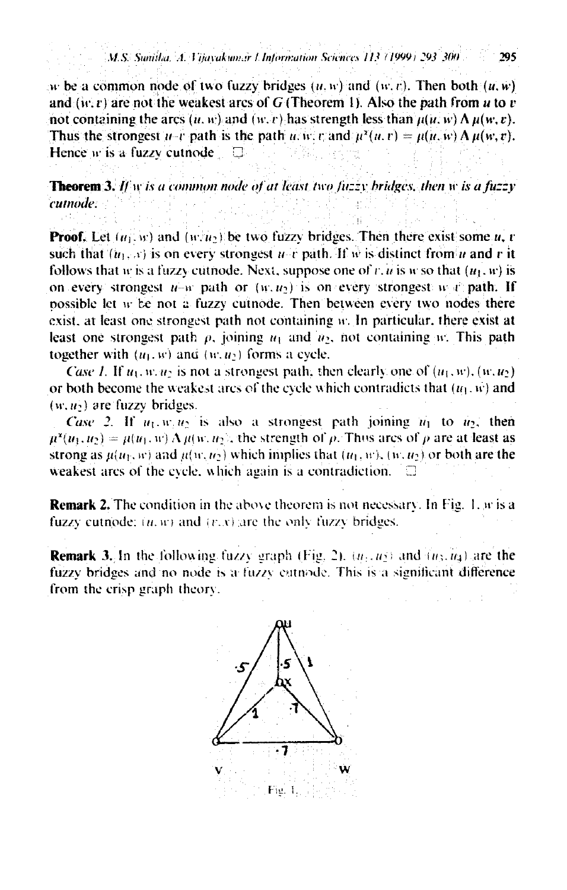$w$ be a common node of two fuzzy bridges $(u, w)$ and $(w, v)$. Then both $(u, w)$ and $(w, v)$ are not the weakest arcs of $G$ (Theorem 1). Also the path from $u$ to $v$ not containing the arcs $(u, w)$ and $(w, v)$ has strength less than $\mu(u, w) \wedge \mu(w, v)$. Thus the strongest $u$–$v$ path is the path $u, w, v$ and $\mu^{\infty}(u, v) = \mu(u, w) \wedge \mu(w, v)$. Hence $w$ is a fuzzy cutnode. □

**Theorem 3.** *If $w$ is a common node of at least two fuzzy bridges, then $w$ is a fuzzy cutnode.*

**Proof.** Let $(u_1, w)$ and $(w, u_2)$ be two fuzzy bridges. Then there exist some $u$, $v$ such that $(u_1, w)$ is on every strongest $u$–$v$ path. If $w$ is distinct from $u$ and $v$ it follows that $w$ is a fuzzy cutnode. Next, suppose one of $v, u$ is $w$ so that $(u_1, w)$ is on every strongest $u$–$w$ path or $(w, u_2)$ is on every strongest $w$–$v$ path. If possible let $w$ be not a fuzzy cutnode. Then between every two nodes there exist, at least one strongest path not containing $w$. In particular, there exist at least one strongest path $p$, joining $u_1$ and $u_2$, not containing $w$. This path together with $(u_1, w)$ and $(w, u_2)$ forms a cycle.

*Case 1.* If $u_1, w, u_2$ is not a strongest path, then clearly one of $(u_1, w)$, $(w, u_2)$ or both become the weakest arcs of the cycle which contradicts that $(u_1, w)$ and $(w, u_2)$ are fuzzy bridges.

*Case 2.* If $u_1, w, u_2$ is also a strongest path joining $u_1$ to $u_2$, then $\mu^{\infty}(u_1, u_2) = \mu(u_1, w) \wedge \mu(w, u_2)$, the strength of $p$. Thus arcs of $p$ are at least as strong as $\mu(u_1, w)$ and $\mu(w, u_2)$ which implies that $(u_1, w)$, $(w, u_2)$ or both are the weakest arcs of the cycle, which again is a contradiction. □

**Remark 2.** The condition in the above theorem is not necessary. In Fig. 1, $w$ is a fuzzy cutnode; $(u, w)$ and $(v, x)$ are the only fuzzy bridges.

**Remark 3.** In the following fuzzy graph (Fig. 2), $(u_1, u_2)$ and $(u_3, u_4)$ are the fuzzy bridges and no node is a fuzzy cutnode. This is a significant difference from the crisp graph theory.

Fig. 1.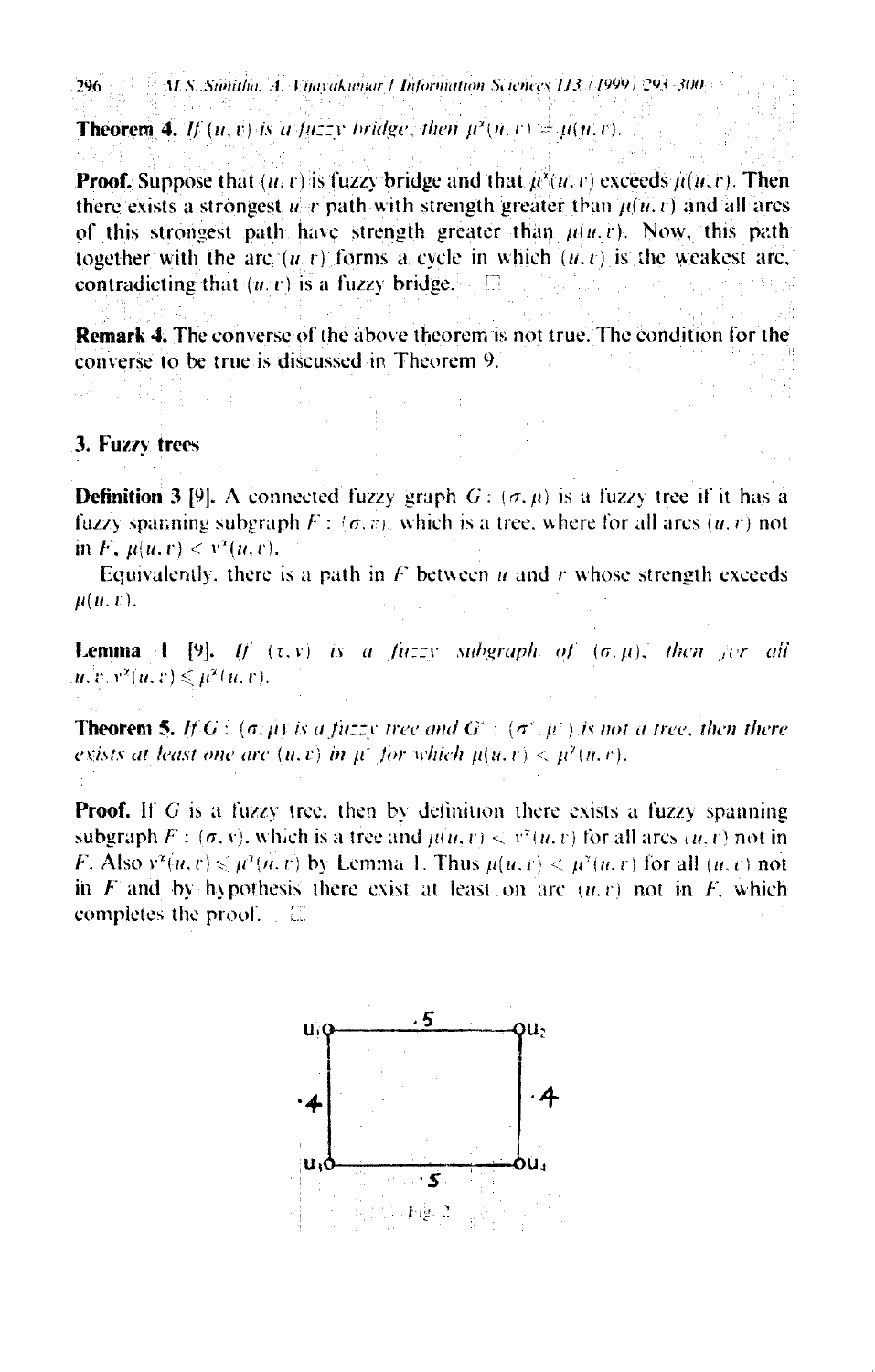**Theorem 4.** *If $(u, v)$ is a fuzzy bridge, then $\mu^{\infty}(u, v) = \mu(u, v)$.*

**Proof.** Suppose that $(u, v)$ is fuzzy bridge and that $\mu^{\infty}(u, v)$ exceeds $\mu(u, v)$. Then there exists a strongest $u$–$v$ path with strength greater than $\mu(u, v)$ and all arcs of this strongest path have strength greater than $\mu(u, v)$. Now, this path together with the arc $(u, v)$ forms a cycle in which $(u, v)$ is the weakest arc, contradicting that $(u, v)$ is a fuzzy bridge. □

**Remark 4.** The converse of the above theorem is not true. The condition for the converse to be true is discussed in Theorem 9.

## 3. Fuzzy trees

**Definition 3** [9]. A connected fuzzy graph $G : (\sigma, \mu)$ is a fuzzy tree if it has a fuzzy spanning subgraph $F : (\sigma, v)$, which is a tree, where for all arcs $(u, v)$ not in $F$, $\mu(u, v) < v^{\infty}(u, v)$.

Equivalently, there is a path in $F$ between $u$ and $v$ whose strength exceeds $\mu(u, v)$.

**Lemma 1** [9]. *If $(\tau, v)$ is a fuzzy subgraph of $(\sigma, \mu)$, then for all $u, v$, $v^{\infty}(u, v) \leqslant \mu^{\infty}(u, v)$.*

**Theorem 5.** *If $G : (\sigma, \mu)$ is a fuzzy tree and $G^* : (\sigma^*, \mu^*)$ is not a tree, then there exists at least one arc $(u, v)$ in $\mu^*$ for which $\mu(u, v) < \mu^{\infty}(u, v)$.*

**Proof.** If $G$ is a fuzzy tree, then by definition there exists a fuzzy spanning subgraph $F : (\sigma, v)$, which is a tree and $\mu(u, v) < v^{\infty}(u, v)$ for all arcs $(u, v)$ not in $F$. Also $v^{\infty}(u, v) \leqslant \mu^{\infty}(u, v)$ by Lemma 1. Thus $\mu(u, v) < \mu^{\infty}(u, v)$ for all $(u, v)$ not in $F$ and by hypothesis there exist at least on arc $(u, v)$ not in $F$, which completes the proof. □

Fig. 2.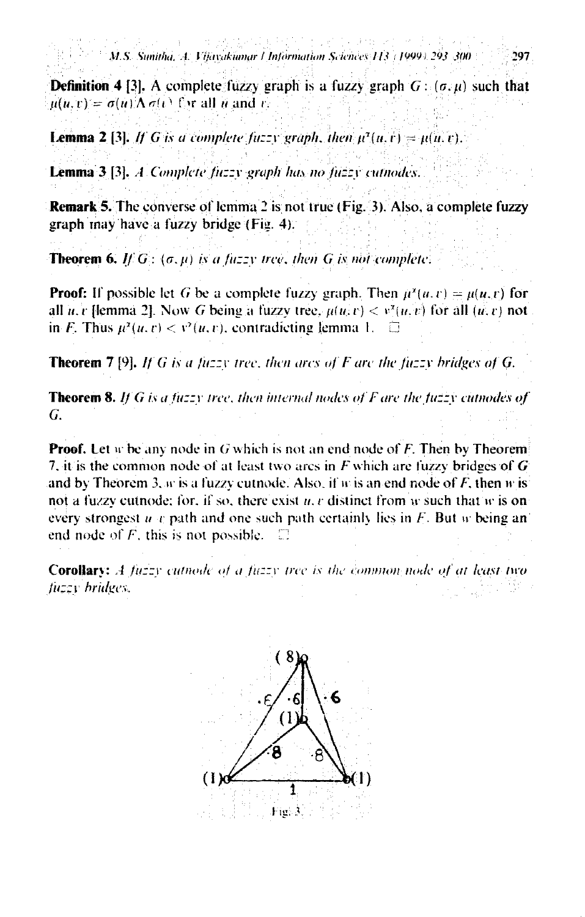**Definition 4** [3]. A complete fuzzy graph is a fuzzy graph $G : (\sigma, \mu)$ such that $\mu(u, v) = \sigma(u) \wedge \sigma(v)$ for all $u$ and $v$.

**Lemma 2** [3]. *If $G$ is a complete fuzzy graph, then $\mu^{\infty}(u, v) = \mu(u, v)$.*

**Lemma 3** [3]. *A Complete fuzzy graph has no fuzzy cutnodes.*

**Remark 5.** The converse of lemma 2 is not true (Fig. 3). Also, a complete fuzzy graph may have a fuzzy bridge (Fig. 4).

**Theorem 6.** *If $G : (\sigma, \mu)$ is a fuzzy tree, then $G$ is not complete.*

**Proof:** If possible let $G$ be a complete fuzzy graph. Then $\mu^{\infty}(u, v) = \mu(u, v)$ for all $u, v$ [lemma 2]. Now $G$ being a fuzzy tree, $\mu(u, v) < v^{\infty}(u, v)$ for all $(u, v)$ not in $F$. Thus $\mu^{\infty}(u, v) < v^{\infty}(u, v)$, contradicting lemma 1. □

**Theorem 7** [9]. *If $G$ is a fuzzy tree, then arcs of $F$ are the fuzzy bridges of $G$.*

**Theorem 8.** *If $G$ is a fuzzy tree, then internal nodes of $F$ are the fuzzy cutnodes of $G$.*

**Proof.** Let $w$ be any node in $G$ which is not an end node of $F$. Then by Theorem 7, it is the common node of at least two arcs in $F$ which are fuzzy bridges of $G$ and by Theorem 3, $w$ is a fuzzy cutnode. Also, if $w$ is an end node of $F$, then $w$ is not a fuzzy cutnode; for, if so, there exist $u, v$ distinct from $w$ such that $w$ is on every strongest $u$–$v$ path and one such path certainly lies in $F$. But $w$ being an end node of $F$, this is not possible. □

**Corollary:** *A fuzzy cutnode of a fuzzy tree is the common node of at least two fuzzy bridges.*

Fig. 3.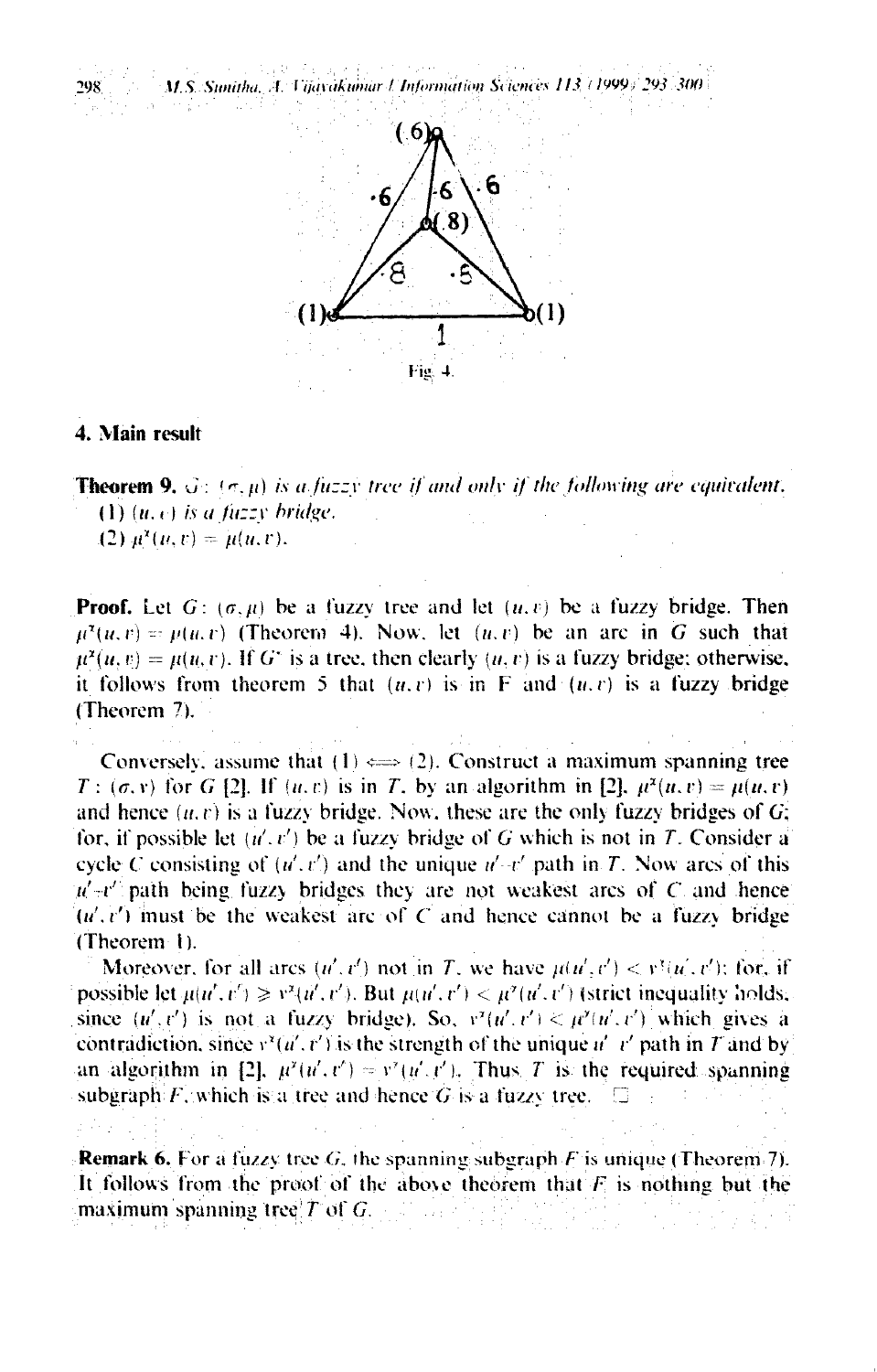Fig. 4.

## 4. Main result

**Theorem 9.** *$G:(\sigma,\mu)$ is a fuzzy tree if and only if the following are equivalent.*
(1) *$(u,v)$ is a fuzzy bridge.*
(2) *$\mu^\infty(u,v) = \mu(u,v)$.*

**Proof.** Let $G:(\sigma,\mu)$ be a fuzzy tree and let $(u,v)$ be a fuzzy bridge. Then $\mu^\infty(u,v) = \mu(u,v)$ (Theorem 4). Now, let $(u,v)$ be an arc in $G$ such that $\mu^\infty(u,v) = \mu(u,v)$. If $G^*$ is a tree, then clearly $(u,v)$ is a fuzzy bridge; otherwise, it follows from theorem 5 that $(u,v)$ is in F and $(u,v)$ is a fuzzy bridge (Theorem 7).

Conversely, assume that (1) $\Longleftrightarrow$ (2). Construct a maximum spanning tree $T:(\sigma,\nu)$ for $G$ [2]. If $(u,v)$ is in $T$, by an algorithm in [2], $\mu^\infty(u,v) = \mu(u,v)$ and hence $(u,v)$ is a fuzzy bridge. Now, these are the only fuzzy bridges of $G$; for, if possible let $(u',v')$ be a fuzzy bridge of $G$ which is not in $T$. Consider a cycle $C$ consisting of $(u',v')$ and the unique $u'$–$v'$ path in $T$. Now arcs of this $u'$–$v'$ path being fuzzy bridges they are not weakest arcs of $C$ and hence $(u',v')$ must be the weakest arc of $C$ and hence cannot be a fuzzy bridge (Theorem 1).

Moreover, for all arcs $(u',v')$ not in $T$, we have $\mu(u',v') < \nu^\infty(u',v')$; for, if possible let $\mu(u',v') \geqslant \nu^\infty(u',v')$. But $\mu(u',v') < \mu^\infty(u',v')$ (strict inequality holds, since $(u',v')$ is not a fuzzy bridge). So, $\nu^\infty(u',v') < \mu^\infty(u',v')$ which gives a contradiction, since $\nu^\infty(u',v')$ is the strength of the unique $u'$–$v'$ path in $T$ and by an algorithm in [2], $\mu^\infty(u',v') = \nu^\infty(u',v')$. Thus $T$ is the required spanning subgraph $F$, which is a tree and hence $G$ is a fuzzy tree. $\square$

**Remark 6.** For a fuzzy tree $G$, the spanning subgraph $F$ is unique (Theorem 7). It follows from the proof of the above theorem that $F$ is nothing but the maximum spanning tree $T$ of $G$.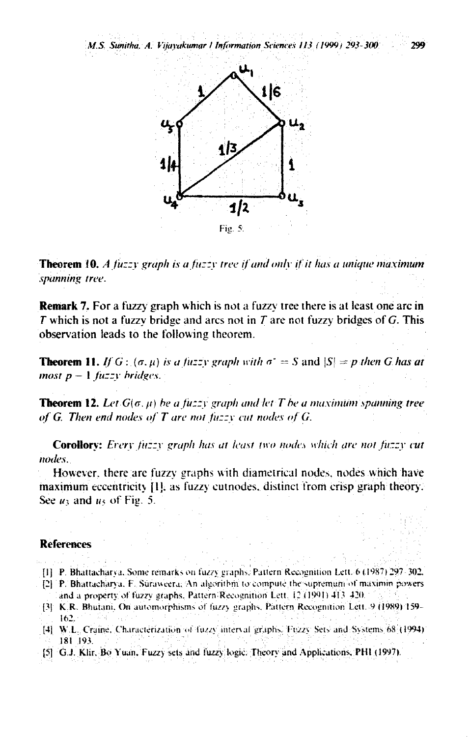Fig. 5.

**Theorem 10.** *A fuzzy graph is a fuzzy tree if and only if it has a unique maximum spanning tree.*

**Remark 7.** For a fuzzy graph which is not a fuzzy tree there is at least one arc in $T$ which is not a fuzzy bridge and arcs not in $T$ are not fuzzy bridges of $G$. This observation leads to the following theorem.

**Theorem 11.** *If $G : (\sigma, \mu)$ is a fuzzy graph with $\sigma^* = S$ and $|S| = p$ then $G$ has at most $p - 1$ fuzzy bridges.*

**Theorem 12.** *Let $G(\sigma, \mu)$ be a fuzzy graph and let $T$ be a maximum spanning tree of $G$. Then end nodes of $T$ are not fuzzy cut nodes of $G$.*

**Corollory:** *Every fuzzy graph has at least two nodes which are not fuzzy cut nodes.*

However, there are fuzzy graphs with diametrical nodes, nodes which have maximum eccentricity [1], as fuzzy cutnodes, distinct from crisp graph theory. See $u_3$ and $u_5$ of Fig. 5.

## References

[1] P. Bhattacharya, Some remarks on fuzzy graphs, Pattern Recognition Lett. 6 (1987) 297–302.

[2] P. Bhattacharya, F. Suraweera, An algorithm to compute the supremum of maximin powers and a property of fuzzy graphs, Pattern Recognition Lett. 12 (1991) 413–420.

[3] K.R. Bhutani, On automorphisms of fuzzy graphs, Pattern Recognition Lett. 9 (1989) 159–162.

[4] W.L. Craine, Characterization of fuzzy interval graphs, Fuzzy Sets and Systems 68 (1994) 181–193.

[5] G.J. Klir, Bo Yuan, Fuzzy sets and fuzzy logic: Theory and Applications, PHI (1997).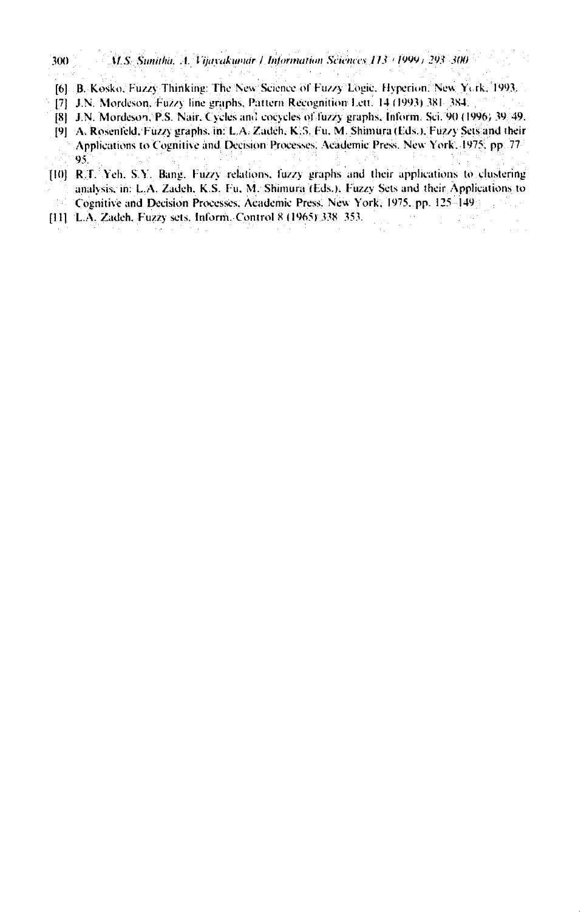[6] B. Kosko, Fuzzy Thinking: The New Science of Fuzzy Logic, Hyperion, New York, 1993.

[7] J.N. Mordeson, Fuzzy line graphs, Pattern Recognition Lett. 14 (1993) 381–384.

[8] J.N. Mordeson, P.S. Nair, Cycles and cocycles of fuzzy graphs, Inform. Sci. 90 (1996) 39–49.

[9] A. Rosenfeld, Fuzzy graphs, in: L.A. Zadeh, K.S. Fu, M. Shimura (Eds.), Fuzzy Sets and their Applications to Cognitive and Decision Processes, Academic Press, New York, 1975, pp. 77–95.

[10] R.T. Yeh, S.Y. Bang, Fuzzy relations, fuzzy graphs and their applications to clustering analysis, in: L.A. Zadeh, K.S. Fu, M. Shimura (Eds.), Fuzzy Sets and their Applications to Cognitive and Decision Processes, Academic Press, New York, 1975, pp. 125–149.

[11] L.A. Zadeh, Fuzzy sets, Inform. Control 8 (1965) 338–353.